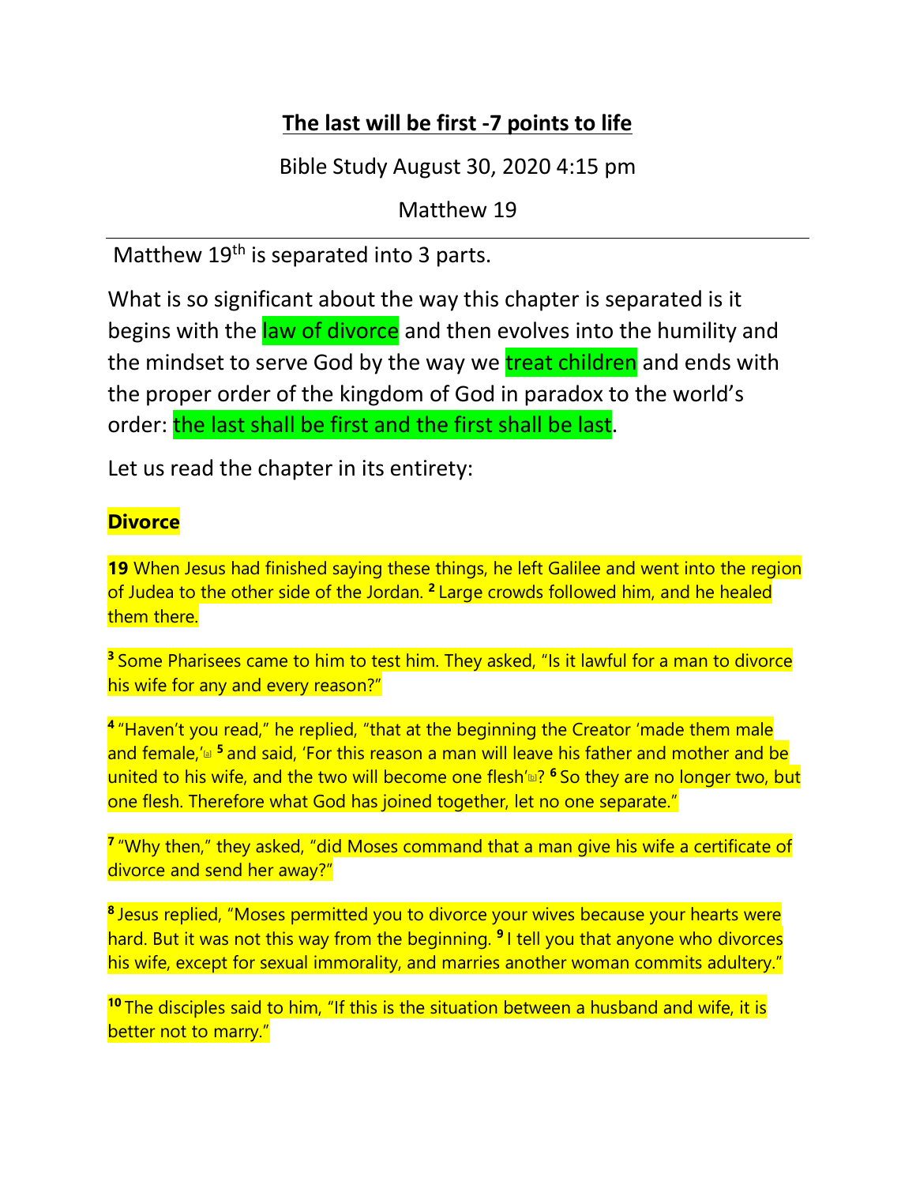# The last will be first -7 points to life

Bible Study August 30, 2020 4:15 pm

Matthew 19

---

Matthew 19th is separated into 3 parts.

What is so significant about the way this chapter is separated is it begins with the law of divorce and then evolves into the humility and the mindset to serve God by the way we treat children and ends with the proper order of the kingdom of God in paradox to the world's order: the last shall be first and the first shall be last.

Let us read the chapter in its entirety:

**Divorce**

**19** When Jesus had finished saying these things, he left Galilee and went into the region of Judea to the other side of the Jordan. **2** Large crowds followed him, and he healed them there.

**3** Some Pharisees came to him to test him. They asked, "Is it lawful for a man to divorce his wife for any and every reason?"

**4** "Haven't you read," he replied, "that at the beginning the Creator 'made them male and female,' **5** and said, 'For this reason a man will leave his father and mother and be united to his wife, and the two will become one flesh'? **6** So they are no longer two, but one flesh. Therefore what God has joined together, let no one separate."

**7** "Why then," they asked, "did Moses command that a man give his wife a certificate of divorce and send her away?"

**8** Jesus replied, "Moses permitted you to divorce your wives because your hearts were hard. But it was not this way from the beginning. **9** I tell you that anyone who divorces his wife, except for sexual immorality, and marries another woman commits adultery."

**10** The disciples said to him, "If this is the situation between a husband and wife, it is better not to marry."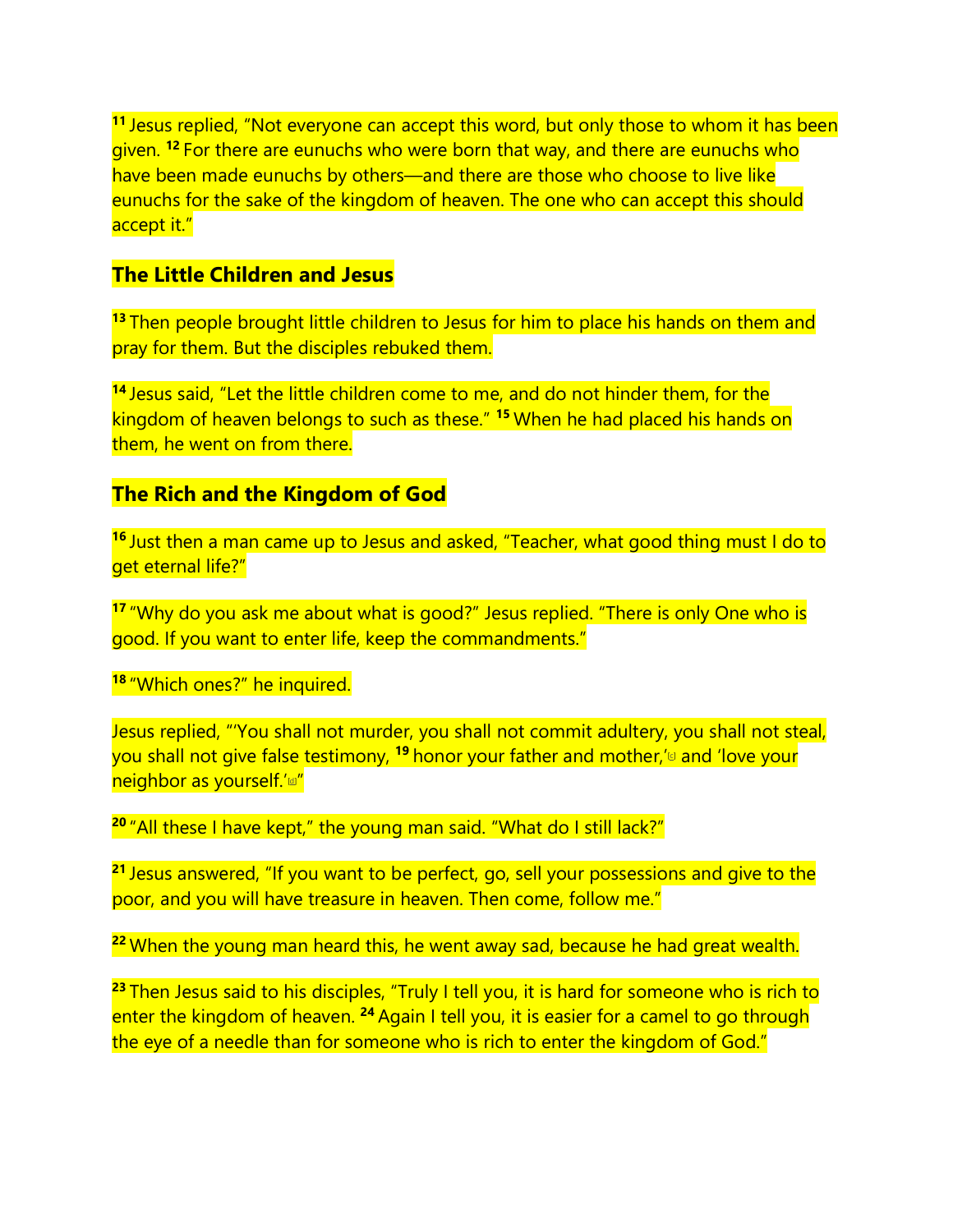[11] Jesus replied, "Not everyone can accept this word, but only those to whom it has been given. [12] For there are eunuchs who were born that way, and there are eunuchs who have been made eunuchs by others—and there are those who choose to live like eunuchs for the sake of the kingdom of heaven. The one who can accept this should accept it."

## The Little Children and Jesus

[13] Then people brought little children to Jesus for him to place his hands on them and pray for them. But the disciples rebuked them.

[14] Jesus said, "Let the little children come to me, and do not hinder them, for the kingdom of heaven belongs to such as these." [15] When he had placed his hands on them, he went on from there.

## The Rich and the Kingdom of God

[16] Just then a man came up to Jesus and asked, "Teacher, what good thing must I do to get eternal life?"

[17] "Why do you ask me about what is good?" Jesus replied. "There is only One who is good. If you want to enter life, keep the commandments."

[18] "Which ones?" he inquired.

Jesus replied, "'You shall not murder, you shall not commit adultery, you shall not steal, you shall not give false testimony, [19] honor your father and mother,'[c] and 'love your neighbor as yourself.'[d]"

[20] "All these I have kept," the young man said. "What do I still lack?"

[21] Jesus answered, "If you want to be perfect, go, sell your possessions and give to the poor, and you will have treasure in heaven. Then come, follow me."

[22] When the young man heard this, he went away sad, because he had great wealth.

[23] Then Jesus said to his disciples, "Truly I tell you, it is hard for someone who is rich to enter the kingdom of heaven. [24] Again I tell you, it is easier for a camel to go through the eye of a needle than for someone who is rich to enter the kingdom of God."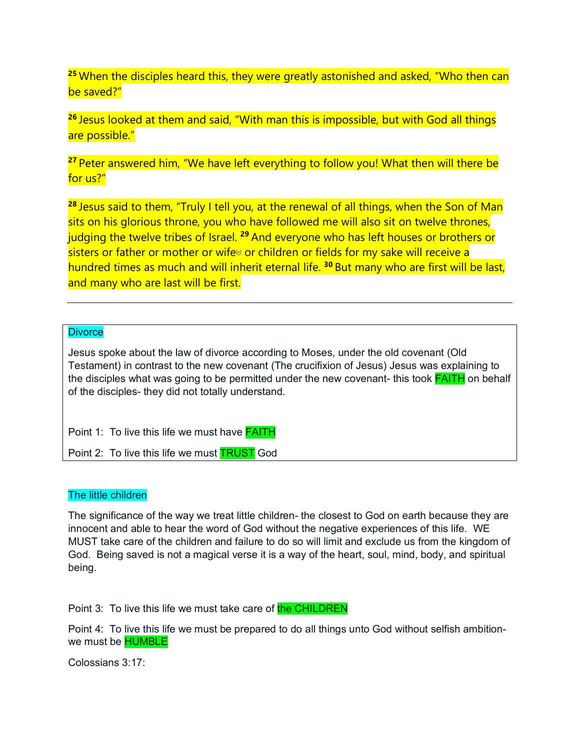[25] When the disciples heard this, they were greatly astonished and asked, "Who then can be saved?"

[26] Jesus looked at them and said, "With man this is impossible, but with God all things are possible."

[27] Peter answered him, "We have left everything to follow you! What then will there be for us?"

[28] Jesus said to them, "Truly I tell you, at the renewal of all things, when the Son of Man sits on his glorious throne, you who have followed me will also sit on twelve thrones, judging the twelve tribes of Israel. [29] And everyone who has left houses or brothers or sisters or father or mother or wife[e] or children or fields for my sake will receive a hundred times as much and will inherit eternal life. [30] But many who are first will be last, and many who are last will be first.

---

Divorce

Jesus spoke about the law of divorce according to Moses, under the old covenant (Old Testament) in contrast to the new covenant (The crucifixion of Jesus) Jesus was explaining to the disciples what was going to be permitted under the new covenant- this took FAITH on behalf of the disciples- they did not totally understand.

Point 1: To live this life we must have FAITH

Point 2: To live this life we must TRUST God

The little children

The significance of the way we treat little children- the closest to God on earth because they are innocent and able to hear the word of God without the negative experiences of this life. WE MUST take care of the children and failure to do so will limit and exclude us from the kingdom of God. Being saved is not a magical verse it is a way of the heart, soul, mind, body, and spiritual being.

Point 3: To live this life we must take care of the CHILDREN

Point 4: To live this life we must be prepared to do all things unto God without selfish ambition- we must be HUMBLE

Colossians 3:17: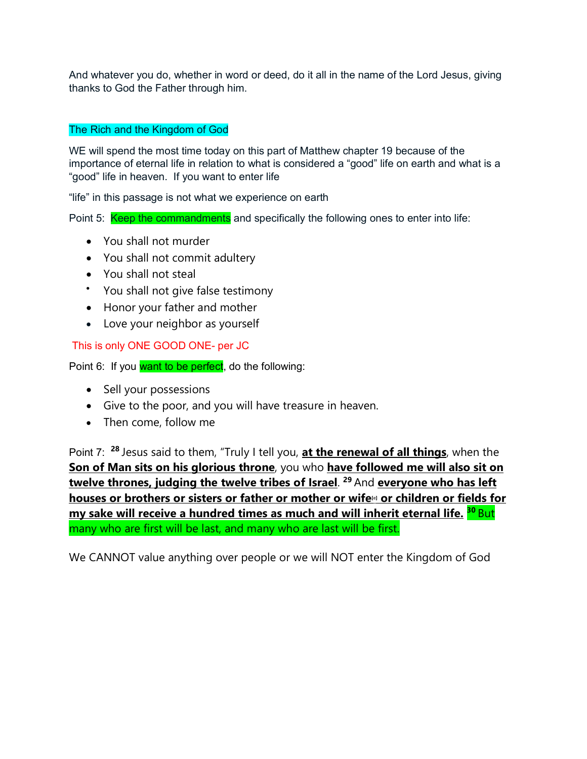And whatever you do, whether in word or deed, do it all in the name of the Lord Jesus, giving thanks to God the Father through him.

## The Rich and the Kingdom of God

WE will spend the most time today on this part of Matthew chapter 19 because of the importance of eternal life in relation to what is considered a "good" life on earth and what is a "good" life in heaven. If you want to enter life

"life" in this passage is not what we experience on earth

Point 5: Keep the commandments and specifically the following ones to enter into life:

- You shall not murder
- You shall not commit adultery
- You shall not steal
- You shall not give false testimony
- Honor your father and mother
- Love your neighbor as yourself

This is only ONE GOOD ONE- per JC

Point 6: If you want to be perfect, do the following:

- Sell your possessions
- Give to the poor, and you will have treasure in heaven.
- Then come, follow me

Point 7: [28] Jesus said to them, "Truly I tell you, **at the renewal of all things**, when the **Son of Man sits on his glorious throne**, you who **have followed me will also sit on twelve thrones, judging the twelve tribes of Israel**. [29] And **everyone who has left houses or brothers or sisters or father or mother or wife[e] or children or fields for my sake will receive a hundred times as much and will inherit eternal life.** [30] But many who are first will be last, and many who are last will be first.

We CANNOT value anything over people or we will NOT enter the Kingdom of God